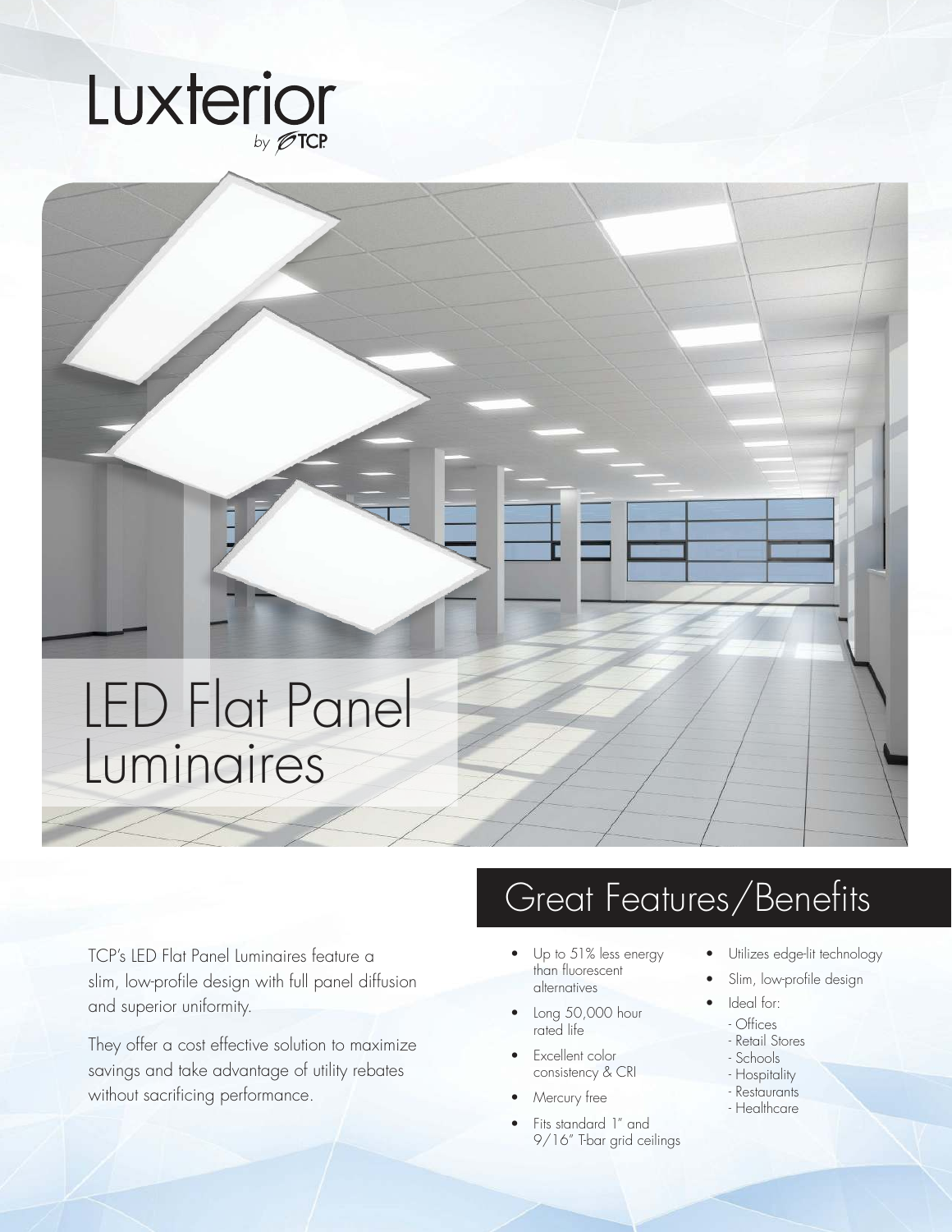# Luxterior

by TCP

# LED Flat Panel Luminaires

TCP's LED Flat Panel Luminaires feature a slim, low-profile design with full panel diffusion and superior uniformity.

They offer a cost effective solution to maximize savings and take advantage of utility rebates without sacrificing performance.

## Great Features/Benefits

- Up to 51% less energy than fluorescent alternatives
- Long 50,000 hour rated life
- Excellent color consistency & CRI
- Mercury free
- Fits standard 1" and 9/16" T-bar grid ceilings
- Utilizes edge-lit technology
- Slim, low-profile design
- Ideal for:
  - Offices
  - Retail Stores
  - Schools
  - Hospitality
  - Restaurants
  - Healthcare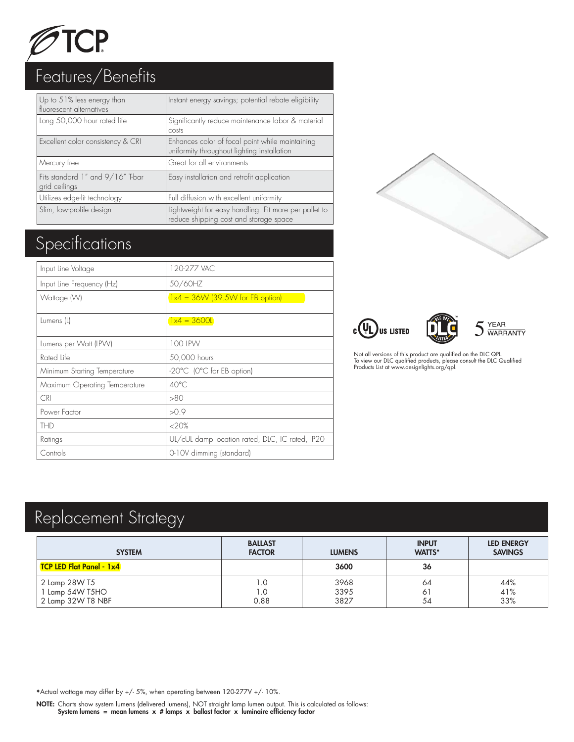# Features/Benefits

| | |
|---|---|
| Up to 51% less energy than fluorescent alternatives | Instant energy savings; potential rebate eligibility |
| Long 50,000 hour rated life | Significantly reduce maintenance labor & material costs |
| Excellent color consistency & CRI | Enhances color of focal point while maintaining uniformity throughout lighting installation |
| Mercury free | Great for all environments |
| Fits standard 1" and 9/16" T-bar grid ceilings | Easy installation and retrofit application |
| Utilizes edge-lit technology | Full diffusion with excellent uniformity |
| Slim, low-profile design | Lightweight for easy handling. Fit more per pallet to reduce shipping cost and storage space |

# Specifications

| | |
|---|---|
| Input Line Voltage | 120-277 VAC |
| Input Line Frequency (Hz) | 50/60HZ |
| Wattage (W) | 1x4 = 36W (39.5W for EB option) |
| Lumens (L) | 1x4 = 3600L |
| Lumens per Watt (LPW) | 100 LPW |
| Rated Life | 50,000 hours |
| Minimum Starting Temperature | -20°C (0°C for EB option) |
| Maximum Operating Temperature | 40°C |
| CRI | >80 |
| Power Factor | >0.9 |
| THD | <20% |
| Ratings | UL/cUL damp location rated, DLC, IC rated, IP20 |
| Controls | 0-10V dimming (standard) |

c UL US LISTED — DLC QPL LISTED — 5 YEAR WARRANTY

Not all versions of this product are qualified on the DLC QPL. To view our DLC qualified products, please consult the DLC Qualified Products List at www.designlights.org/qpl.

# Replacement Strategy

| SYSTEM | BALLAST FACTOR | LUMENS | INPUT WATTS* | LED ENERGY SAVINGS |
|---|---|---|---|---|
| **TCP LED Flat Panel - 1x4** | | **3600** | **36** | |
| 2 Lamp 28W T5 | 1.0 | 3968 | 64 | 44% |
| 1 Lamp 54W T5HO | 1.0 | 3395 | 61 | 41% |
| 2 Lamp 32W T8 NBF | 0.88 | 3827 | 54 | 33% |

*Actual wattage may differ by +/- 5%, when operating between 120-277V +/- 10%.

**NOTE:** Charts show system lumens (delivered lumens), NOT straight lamp lumen output. This is calculated as follows:
**System lumens = mean lumens x # lamps x ballast factor x luminaire efficiency factor**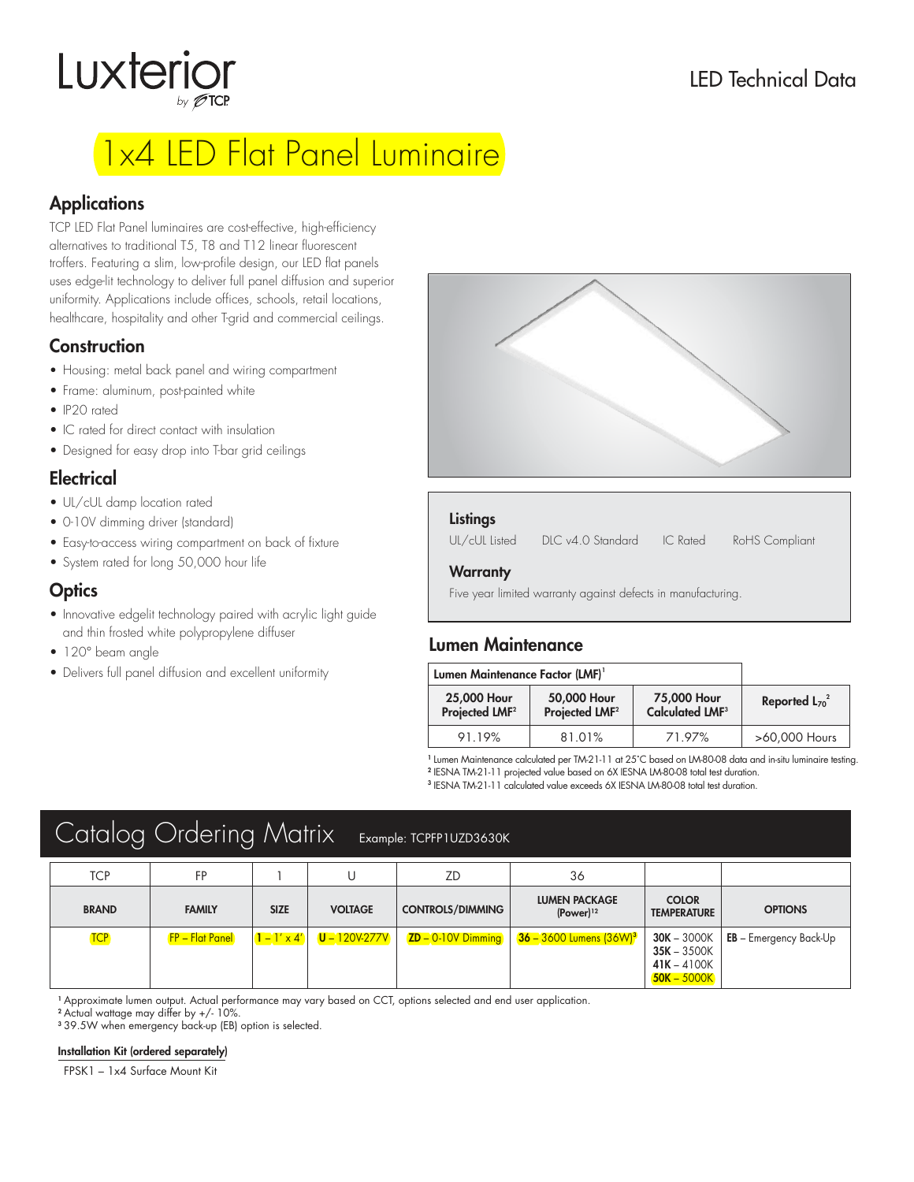Luxterior by TCP

LED Technical Data

# 1x4 LED Flat Panel Luminaire

## Applications

TCP LED Flat Panel luminaires are cost-effective, high-efficiency alternatives to traditional T5, T8 and T12 linear fluorescent troffers. Featuring a slim, low-profile design, our LED flat panels uses edge-lit technology to deliver full panel diffusion and superior uniformity. Applications include offices, schools, retail locations, healthcare, hospitality and other T-grid and commercial ceilings.

## Construction

- Housing: metal back panel and wiring compartment
- Frame: aluminum, post-painted white
- IP20 rated
- IC rated for direct contact with insulation
- Designed for easy drop into T-bar grid ceilings

## Electrical

- UL/cUL damp location rated
- 0-10V dimming driver (standard)
- Easy-to-access wiring compartment on back of fixture
- System rated for long 50,000 hour life

## Optics

- Innovative edgelit technology paired with acrylic light guide and thin frosted white polypropylene diffuser
- 120° beam angle
- Delivers full panel diffusion and excellent uniformity

### Listings

UL/cUL Listed    DLC v4.0 Standard    IC Rated    RoHS Compliant

### Warranty

Five year limited warranty against defects in manufacturing.

## Lumen Maintenance

| Lumen Maintenance Factor (LMF)[1] | | | |
|---|---|---|---|
| 25,000 Hour Projected LMF[2] | 50,000 Hour Projected LMF[2] | 75,000 Hour Calculated LMF[3] | Reported $L_{70}$[2] |
| 91.19% | 81.01% | 71.97% | >60,000 Hours |

[1] Lumen Maintenance calculated per TM-21-11 at 25°C based on LM-80-08 data and in-situ luminaire testing.
[2] IESNA TM-21-11 projected value based on 6X IESNA LM-80-08 total test duration.
[3] IESNA TM-21-11 calculated value exceeds 6X IESNA LM-80-08 total test duration.

# Catalog Ordering Matrix

Example: TCPFP1UZD3630K

| TCP | FP | 1 | U | ZD | 36 | | |
|---|---|---|---|---|---|---|---|
| **BRAND** | **FAMILY** | **SIZE** | **VOLTAGE** | **CONTROLS/DIMMING** | **LUMEN PACKAGE (Power)[1,2]** | **COLOR TEMPERATURE** | **OPTIONS** |
| TCP | FP – Flat Panel | 1 – 1' x 4' | U – 120V-277V | ZD – 0-10V Dimming | 36 – 3600 Lumens (36W)[3] | 30K – 3000K<br>35K – 3500K<br>41K – 4100K<br>50K – 5000K | EB – Emergency Back-Up |

[1] Approximate lumen output. Actual performance may vary based on CCT, options selected and end user application.
[2] Actual wattage may differ by +/- 10%.
[3] 39.5W when emergency back-up (EB) option is selected.

**Installation Kit (ordered separately)**

FPSK1 – 1x4 Surface Mount Kit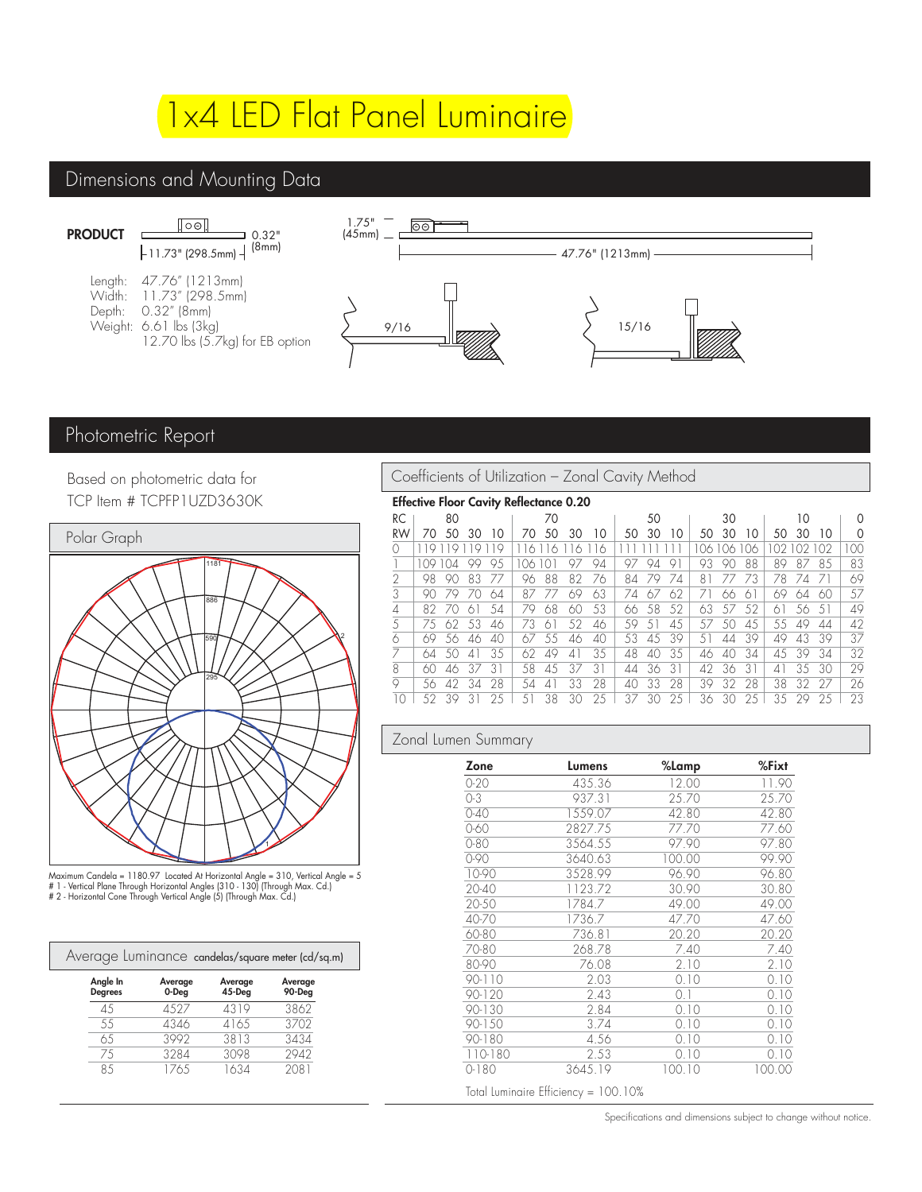# 1x4 LED Flat Panel Luminaire

## Dimensions and Mounting Data

**PRODUCT**

0.32" (8mm)

11.73" (298.5mm)

1.75" (45mm)

47.76" (1213mm)

Length: 47.76" (1213mm)
Width: 11.73" (298.5mm)
Depth: 0.32" (8mm)
Weight: 6.61 lbs (3kg)
12.70 lbs (5.7kg) for EB option

9/16

15/16

## Photometric Report

Based on photometric data for
TCP Item # TCPFP1UZD3630K

### Polar Graph

1181
886
590
295
2
1

Maximum Candela = 1180.97 Located At Horizontal Angle = 310, Vertical Angle = 5
# 1 - Vertical Plane Through Horizontal Angles (310 - 130) (Through Max. Cd.)
# 2 - Horizontal Cone Through Vertical Angle (5) (Through Max. Cd.)

### Average Luminance candelas/square meter (cd/sq.m)

| Angle In Degrees | Average 0-Deg | Average 45-Deg | Average 90-Deg |
|---|---|---|---|
| 45 | 4527 | 4319 | 3862 |
| 55 | 4346 | 4165 | 3702 |
| 65 | 3992 | 3813 | 3434 |
| 75 | 3284 | 3098 | 2942 |
| 85 | 1765 | 1634 | 2081 |

### Coefficients of Utilization – Zonal Cavity Method

**Effective Floor Cavity Reflectance 0.20**

| RC | 80 | | | | 70 | | | | 50 | | | 30 | | | 10 | | | 0 |
|---|---|---|---|---|---|---|---|---|---|---|---|---|---|---|---|---|---|---|
| RW | 70 | 50 | 30 | 10 | 70 | 50 | 30 | 10 | 50 | 30 | 10 | 50 | 30 | 10 | 50 | 30 | 10 | 0 |
| 0 | 119 | 119 | 119 | 119 | 116 | 116 | 116 | 116 | 111 | 111 | 111 | 106 | 106 | 106 | 102 | 102 | 102 | 100 |
| 1 | 109 | 104 | 99 | 95 | 106 | 101 | 97 | 94 | 97 | 94 | 91 | 93 | 90 | 88 | 89 | 87 | 85 | 83 |
| 2 | 98 | 90 | 83 | 77 | 96 | 88 | 82 | 76 | 84 | 79 | 74 | 81 | 77 | 73 | 78 | 74 | 71 | 69 |
| 3 | 90 | 79 | 70 | 64 | 87 | 77 | 69 | 63 | 74 | 67 | 62 | 71 | 66 | 61 | 69 | 64 | 60 | 57 |
| 4 | 82 | 70 | 61 | 54 | 79 | 68 | 60 | 53 | 66 | 58 | 52 | 63 | 57 | 52 | 61 | 56 | 51 | 49 |
| 5 | 75 | 62 | 53 | 46 | 73 | 61 | 52 | 46 | 59 | 51 | 45 | 57 | 50 | 45 | 55 | 49 | 44 | 42 |
| 6 | 69 | 56 | 46 | 40 | 67 | 55 | 46 | 40 | 53 | 45 | 39 | 51 | 44 | 39 | 49 | 43 | 39 | 37 |
| 7 | 64 | 50 | 41 | 35 | 62 | 49 | 41 | 35 | 48 | 40 | 35 | 46 | 40 | 34 | 45 | 39 | 34 | 32 |
| 8 | 60 | 46 | 37 | 31 | 58 | 45 | 37 | 31 | 44 | 36 | 31 | 42 | 36 | 31 | 41 | 35 | 30 | 29 |
| 9 | 56 | 42 | 34 | 28 | 54 | 41 | 33 | 28 | 40 | 33 | 28 | 39 | 32 | 28 | 38 | 32 | 27 | 26 |
| 10 | 52 | 39 | 31 | 25 | 51 | 38 | 30 | 25 | 37 | 30 | 25 | 36 | 30 | 25 | 35 | 29 | 25 | 23 |

### Zonal Lumen Summary

| Zone | Lumens | %Lamp | %Fixt |
|---|---|---|---|
| 0-20 | 435.36 | 12.00 | 11.90 |
| 0-3 | 937.31 | 25.70 | 25.70 |
| 0-40 | 1559.07 | 42.80 | 42.80 |
| 0-60 | 2827.75 | 77.70 | 77.60 |
| 0-80 | 3564.55 | 97.90 | 97.80 |
| 0-90 | 3640.63 | 100.00 | 99.90 |
| 10-90 | 3528.99 | 96.90 | 96.80 |
| 20-40 | 1123.72 | 30.90 | 30.80 |
| 20-50 | 1784.7 | 49.00 | 49.00 |
| 40-70 | 1736.7 | 47.70 | 47.60 |
| 60-80 | 736.81 | 20.20 | 20.20 |
| 70-80 | 268.78 | 7.40 | 7.40 |
| 80-90 | 76.08 | 2.10 | 2.10 |
| 90-110 | 2.03 | 0.10 | 0.10 |
| 90-120 | 2.43 | 0.1 | 0.10 |
| 90-130 | 2.84 | 0.10 | 0.10 |
| 90-150 | 3.74 | 0.10 | 0.10 |
| 90-180 | 4.56 | 0.10 | 0.10 |
| 110-180 | 2.53 | 0.10 | 0.10 |
| 0-180 | 3645.19 | 100.10 | 100.00 |

Total Luminaire Efficiency = 100.10%

Specifications and dimensions subject to change without notice.